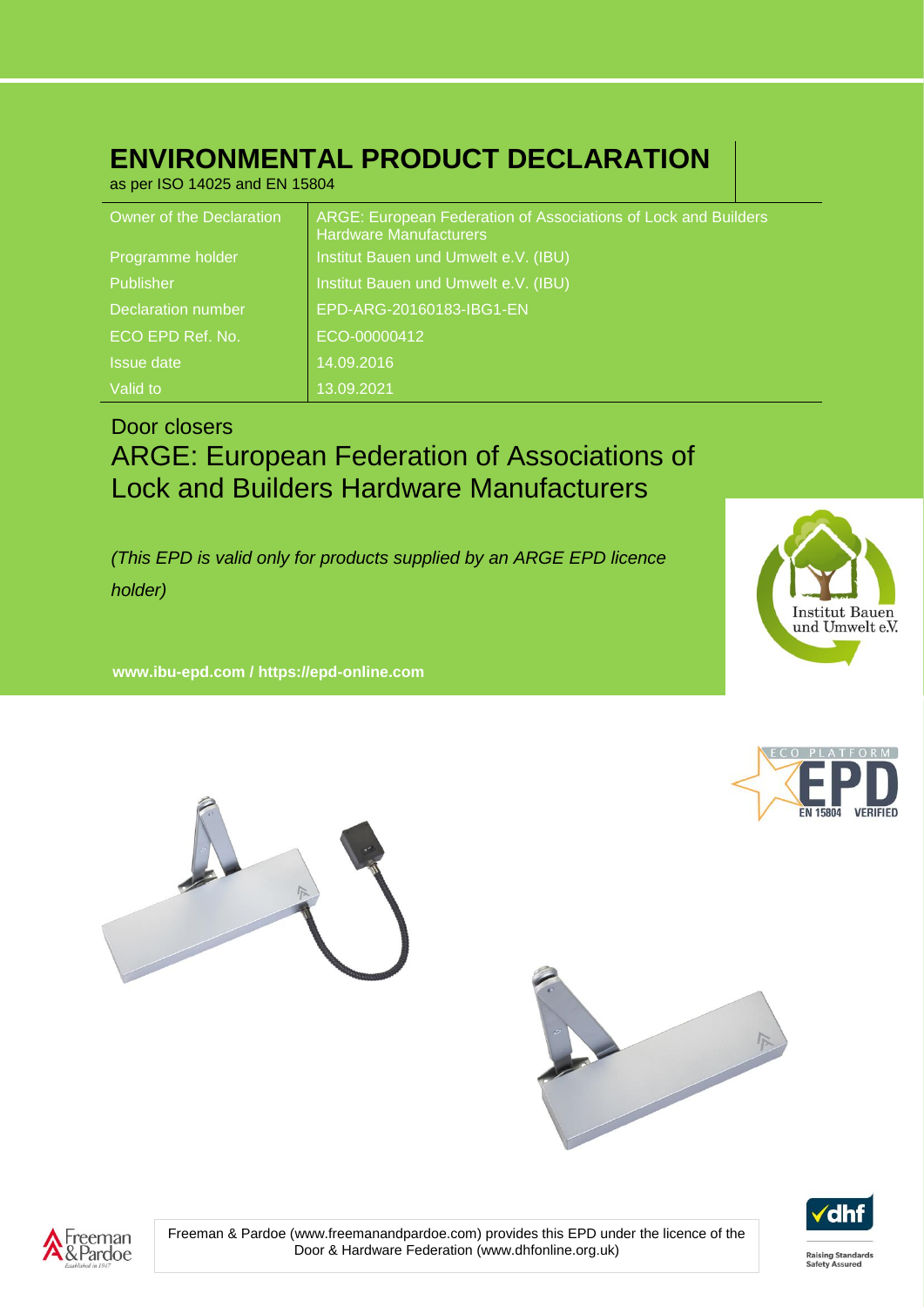# ENVIRONMENTAL PRODUCT DECLARATION

as per ISO 14025 and EN 15804

| | |
|---|---|
| Owner of the Declaration | ARGE: European Federation of Associations of Lock and Builders Hardware Manufacturers |
| Programme holder | Institut Bauen und Umwelt e.V. (IBU) |
| Publisher | Institut Bauen und Umwelt e.V. (IBU) |
| Declaration number | EPD-ARG-20160183-IBG1-EN |
| ECO EPD Ref. No. | ECO-00000412 |
| Issue date | 14.09.2016 |
| Valid to | 13.09.2021 |

## Door closers

## ARGE: European Federation of Associations of Lock and Builders Hardware Manufacturers

*(This EPD is valid only for products supplied by an ARGE EPD licence holder)*

**www.ibu-epd.com / https://epd-online.com**

Freeman & Pardoe (www.freemanandpardoe.com) provides this EPD under the licence of the Door & Hardware Federation (www.dhfonline.org.uk)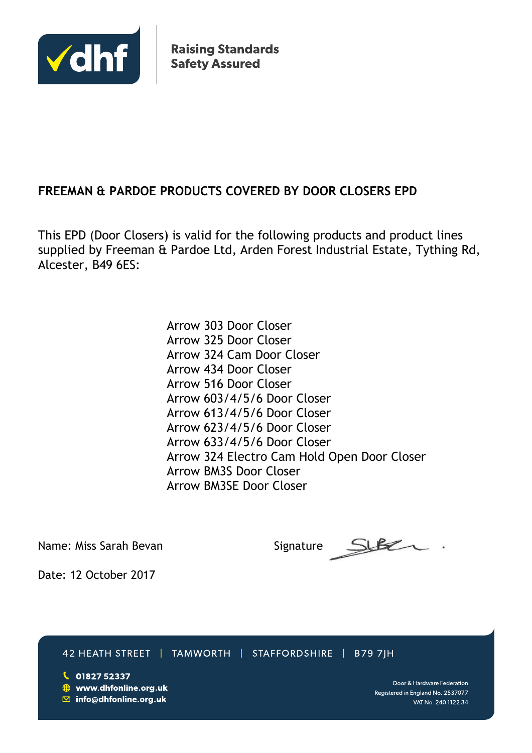Raising Standards
Safety Assured

## FREEMAN & PARDOE PRODUCTS COVERED BY DOOR CLOSERS EPD

This EPD (Door Closers) is valid for the following products and product lines supplied by Freeman & Pardoe Ltd, Arden Forest Industrial Estate, Tything Rd, Alcester, B49 6ES:

Arrow 303 Door Closer
Arrow 325 Door Closer
Arrow 324 Cam Door Closer
Arrow 434 Door Closer
Arrow 516 Door Closer
Arrow 603/4/5/6 Door Closer
Arrow 613/4/5/6 Door Closer
Arrow 623/4/5/6 Door Closer
Arrow 633/4/5/6 Door Closer
Arrow 324 Electro Cam Hold Open Door Closer
Arrow BM3S Door Closer
Arrow BM3SE Door Closer

Name: Miss Sarah Bevan

Signature

Date: 12 October 2017

42 HEATH STREET | TAMWORTH | STAFFORDSHIRE | B79 7JH

01827 52337
www.dhfonline.org.uk
info@dhfonline.org.uk

Door & Hardware Federation
Registered in England No. 2537077
VAT No. 240 1122 34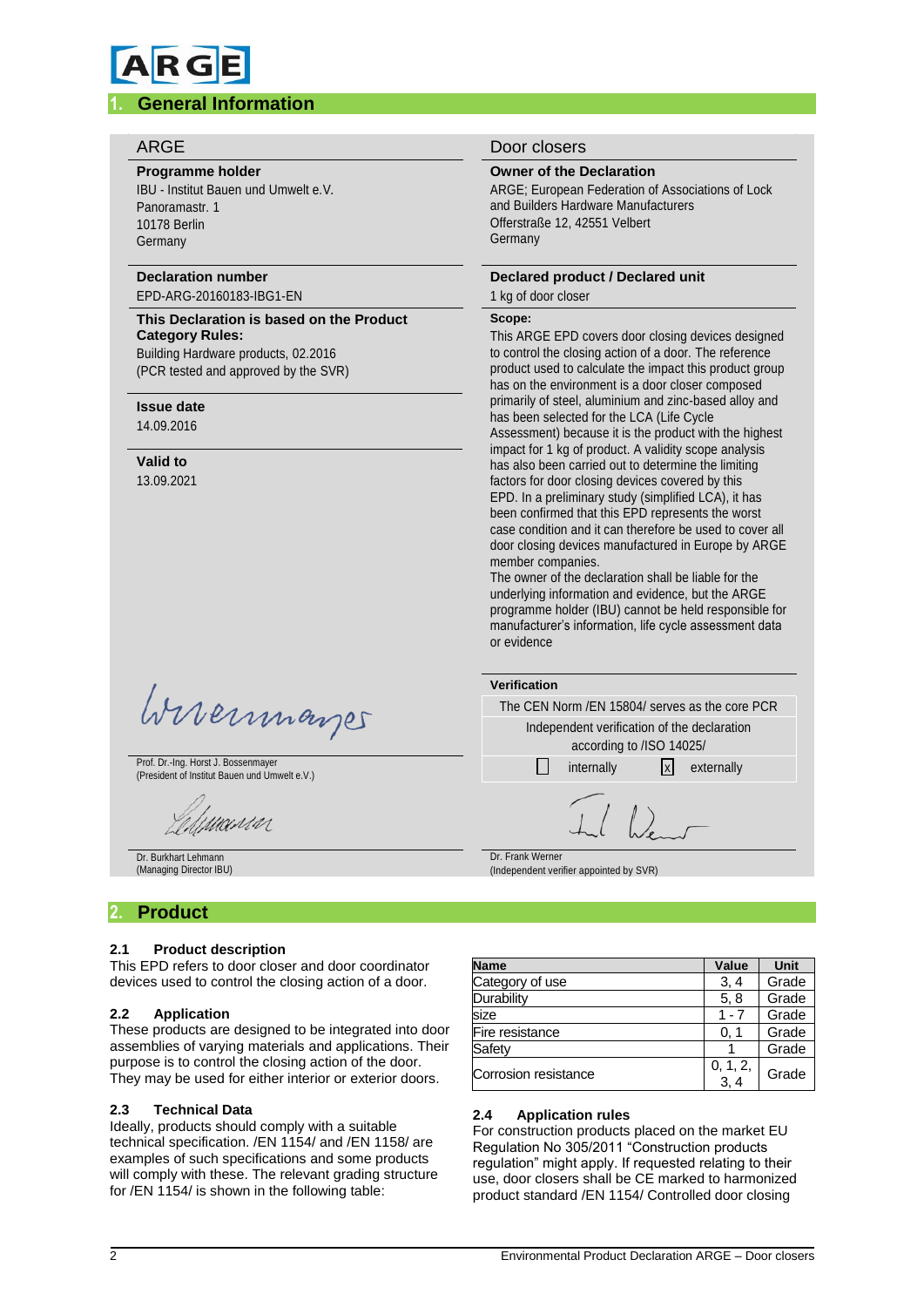## 1. General Information

**ARGE**

**Programme holder**
IBU - Institut Bauen und Umwelt e.V.
Panoramastr. 1
10178 Berlin
Germany

**Declaration number**
EPD-ARG-20160183-IBG1-EN

**This Declaration is based on the Product Category Rules:**
Building Hardware products, 02.2016
(PCR tested and approved by the SVR)

**Issue date**
14.09.2016

**Valid to**
13.09.2021

Prof. Dr.-Ing. Horst J. Bossenmayer
(President of Institut Bauen und Umwelt e.V.)

Dr. Burkhart Lehmann
(Managing Director IBU)

**Door closers**

**Owner of the Declaration**
ARGE; European Federation of Associations of Lock and Builders Hardware Manufacturers
Offerstraße 12, 42551 Velbert
Germany

**Declared product / Declared unit**
1 kg of door closer

**Scope:**
This ARGE EPD covers door closing devices designed to control the closing action of a door. The reference product used to calculate the impact this product group has on the environment is a door closer composed primarily of steel, aluminium and zinc-based alloy and has been selected for the LCA (Life Cycle Assessment) because it is the product with the highest impact for 1 kg of product. A validity scope analysis has also been carried out to determine the limiting factors for door closing devices covered by this EPD. In a preliminary study (simplified LCA), it has been confirmed that this EPD represents the worst case condition and it can therefore be used to cover all door closing devices manufactured in Europe by ARGE member companies.
The owner of the declaration shall be liable for the underlying information and evidence, but the ARGE programme holder (IBU) cannot be held responsible for manufacturer's information, life cycle assessment data or evidence

**Verification**

The CEN Norm /EN 15804/ serves as the core PCR

Independent verification of the declaration according to /ISO 14025/

☐ internally ☒ externally

Dr. Frank Werner
(Independent verifier appointed by SVR)

## 2. Product

### 2.1 Product description
This EPD refers to door closer and door coordinator devices used to control the closing action of a door.

### 2.2 Application
These products are designed to be integrated into door assemblies of varying materials and applications. Their purpose is to control the closing action of the door. They may be used for either interior or exterior doors.

### 2.3 Technical Data
Ideally, products should comply with a suitable technical specification. /EN 1154/ and /EN 1158/ are examples of such specifications and some products will comply with these. The relevant grading structure for /EN 1154/ is shown in the following table:

| Name | Value | Unit |
|---|---|---|
| Category of use | 3, 4 | Grade |
| Durability | 5, 8 | Grade |
| size | 1 - 7 | Grade |
| Fire resistance | 0, 1 | Grade |
| Safety | 1 | Grade |
| Corrosion resistance | 0, 1, 2, 3, 4 | Grade |

### 2.4 Application rules
For construction products placed on the market EU Regulation No 305/2011 "Construction products regulation" might apply. If requested relating to their use, door closers shall be CE marked to harmonized product standard /EN 1154/ Controlled door closing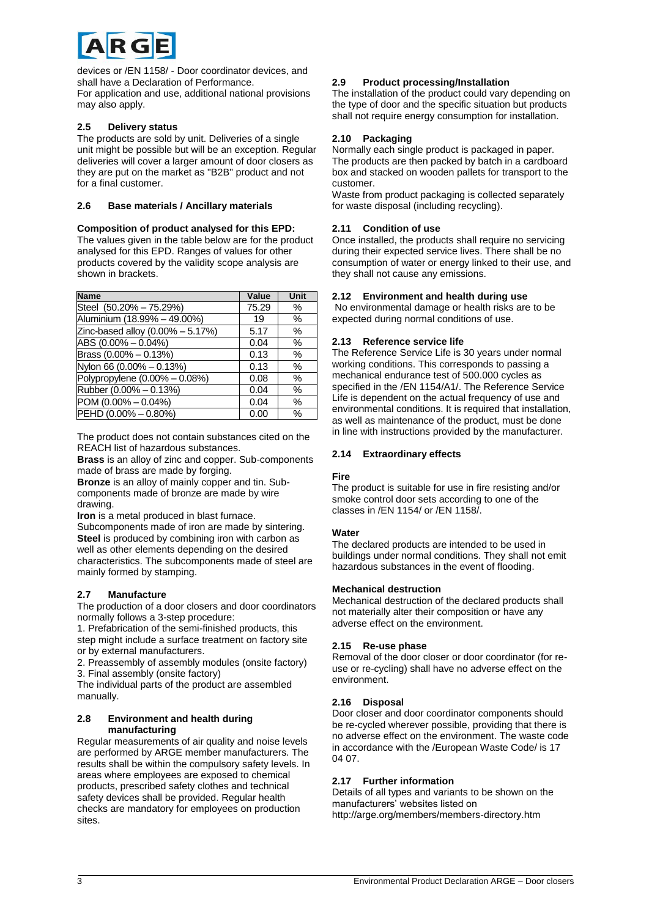devices or /EN 1158/ - Door coordinator devices, and shall have a Declaration of Performance.
For application and use, additional national provisions may also apply.

### 2.5 Delivery status

The products are sold by unit. Deliveries of a single unit might be possible but will be an exception. Regular deliveries will cover a larger amount of door closers as they are put on the market as "B2B" product and not for a final customer.

### 2.6 Base materials / Ancillary materials

**Composition of product analysed for this EPD:**
The values given in the table below are for the product analysed for this EPD. Ranges of values for other products covered by the validity scope analysis are shown in brackets.

| Name | Value | Unit |
|---|---|---|
| Steel (50.20% – 75.29%) | 75.29 | % |
| Aluminium (18.99% – 49.00%) | 19 | % |
| Zinc-based alloy (0.00% – 5.17%) | 5.17 | % |
| ABS (0.00% – 0.04%) | 0.04 | % |
| Brass (0.00% – 0.13%) | 0.13 | % |
| Nylon 66 (0.00% – 0.13%) | 0.13 | % |
| Polypropylene (0.00% – 0.08%) | 0.08 | % |
| Rubber (0.00% – 0.13%) | 0.04 | % |
| POM (0.00% – 0.04%) | 0.04 | % |
| PEHD (0.00% – 0.80%) | 0.00 | % |

The product does not contain substances cited on the REACH list of hazardous substances.

**Brass** is an alloy of zinc and copper. Sub-components made of brass are made by forging.

**Bronze** is an alloy of mainly copper and tin. Sub-components made of bronze are made by wire drawing.

**Iron** is a metal produced in blast furnace.
Subcomponents made of iron are made by sintering.

**Steel** is produced by combining iron with carbon as well as other elements depending on the desired characteristics. The subcomponents made of steel are mainly formed by stamping.

### 2.7 Manufacture

The production of a door closers and door coordinators normally follows a 3-step procedure:

1. Prefabrication of the semi-finished products, this step might include a surface treatment on factory site or by external manufacturers.
2. Preassembly of assembly modules (onsite factory)
3. Final assembly (onsite factory)

The individual parts of the product are assembled manually.

### 2.8 Environment and health during manufacturing

Regular measurements of air quality and noise levels are performed by ARGE member manufacturers. The results shall be within the compulsory safety levels. In areas where employees are exposed to chemical products, prescribed safety clothes and technical safety devices shall be provided. Regular health checks are mandatory for employees on production sites.

### 2.9 Product processing/Installation

The installation of the product could vary depending on the type of door and the specific situation but products shall not require energy consumption for installation.

### 2.10 Packaging

Normally each single product is packaged in paper. The products are then packed by batch in a cardboard box and stacked on wooden pallets for transport to the customer.
Waste from product packaging is collected separately for waste disposal (including recycling).

### 2.11 Condition of use

Once installed, the products shall require no servicing during their expected service lives. There shall be no consumption of water or energy linked to their use, and they shall not cause any emissions.

### 2.12 Environment and health during use

No environmental damage or health risks are to be expected during normal conditions of use.

### 2.13 Reference service life

The Reference Service Life is 30 years under normal working conditions. This corresponds to passing a mechanical endurance test of 500.000 cycles as specified in the /EN 1154/A1/. The Reference Service Life is dependent on the actual frequency of use and environmental conditions. It is required that installation, as well as maintenance of the product, must be done in line with instructions provided by the manufacturer.

### 2.14 Extraordinary effects

**Fire**
The product is suitable for use in fire resisting and/or smoke control door sets according to one of the classes in /EN 1154/ or /EN 1158/.

**Water**
The declared products are intended to be used in buildings under normal conditions. They shall not emit hazardous substances in the event of flooding.

**Mechanical destruction**
Mechanical destruction of the declared products shall not materially alter their composition or have any adverse effect on the environment.

### 2.15 Re-use phase

Removal of the door closer or door coordinator (for re-use or re-cycling) shall have no adverse effect on the environment.

### 2.16 Disposal

Door closer and door coordinator components should be re-cycled wherever possible, providing that there is no adverse effect on the environment. The waste code in accordance with the /European Waste Code/ is 17 04 07.

### 2.17 Further information

Details of all types and variants to be shown on the manufacturers' websites listed on
http://arge.org/members/members-directory.htm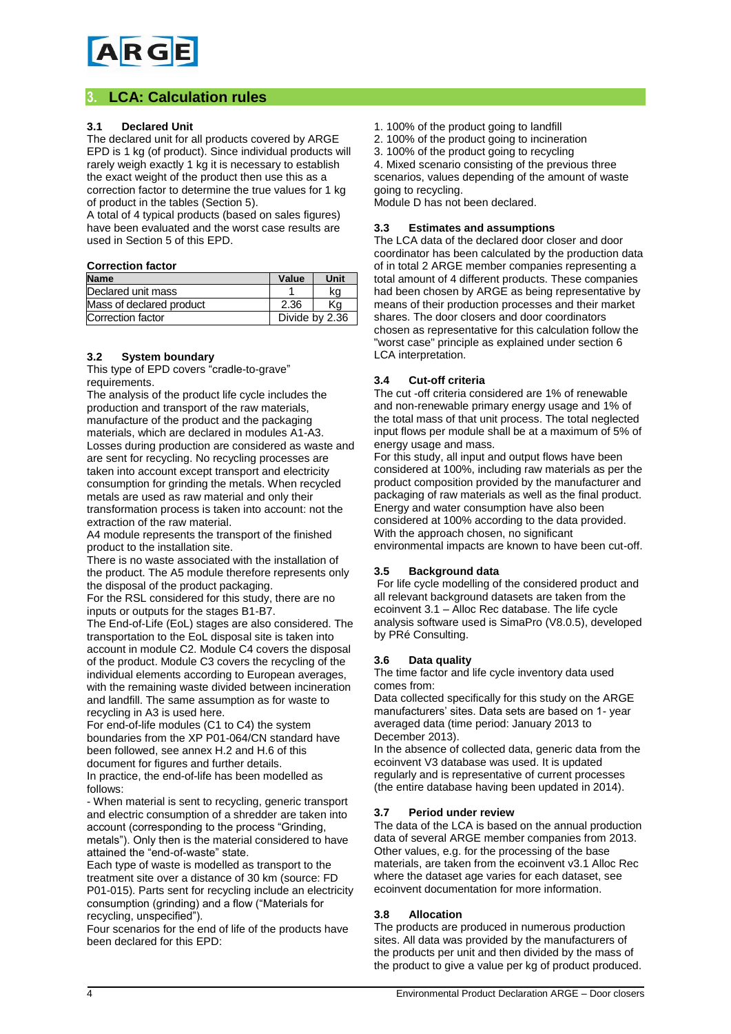## 3. LCA: Calculation rules

### 3.1 Declared Unit

The declared unit for all products covered by ARGE EPD is 1 kg (of product). Since individual products will rarely weigh exactly 1 kg it is necessary to establish the exact weight of the product then use this as a correction factor to determine the true values for 1 kg of product in the tables (Section 5).

A total of 4 typical products (based on sales figures) have been evaluated and the worst case results are used in Section 5 of this EPD.

**Correction factor**

| Name | Value | Unit |
|---|---|---|
| Declared unit mass | 1 | kg |
| Mass of declared product | 2.36 | Kg |
| Correction factor | Divide by 2.36 | |

### 3.2 System boundary

This type of EPD covers "cradle-to-grave" requirements.

The analysis of the product life cycle includes the production and transport of the raw materials, manufacture of the product and the packaging materials, which are declared in modules A1-A3. Losses during production are considered as waste and are sent for recycling. No recycling processes are taken into account except transport and electricity consumption for grinding the metals. When recycled metals are used as raw material and only their transformation process is taken into account: not the extraction of the raw material.

A4 module represents the transport of the finished product to the installation site.

There is no waste associated with the installation of the product. The A5 module therefore represents only the disposal of the product packaging.

For the RSL considered for this study, there are no inputs or outputs for the stages B1-B7.

The End-of-Life (EoL) stages are also considered. The transportation to the EoL disposal site is taken into account in module C2. Module C4 covers the disposal of the product. Module C3 covers the recycling of the individual elements according to European averages, with the remaining waste divided between incineration and landfill. The same assumption as for waste to recycling in A3 is used here.

For end-of-life modules (C1 to C4) the system boundaries from the XP P01-064/CN standard have been followed, see annex H.2 and H.6 of this document for figures and further details.

In practice, the end-of-life has been modelled as follows:

- When material is sent to recycling, generic transport and electric consumption of a shredder are taken into account (corresponding to the process "Grinding, metals"). Only then is the material considered to have attained the "end-of-waste" state.

Each type of waste is modelled as transport to the treatment site over a distance of 30 km (source: FD P01-015). Parts sent for recycling include an electricity consumption (grinding) and a flow ("Materials for recycling, unspecified").

Four scenarios for the end of life of the products have been declared for this EPD:

1. 100% of the product going to landfill
2. 100% of the product going to incineration
3. 100% of the product going to recycling
4. Mixed scenario consisting of the previous three scenarios, values depending of the amount of waste going to recycling.

Module D has not been declared.

### 3.3 Estimates and assumptions

The LCA data of the declared door closer and door coordinator has been calculated by the production data of in total 2 ARGE member companies representing a total amount of 4 different products. These companies had been chosen by ARGE as being representative by means of their production processes and their market shares. The door closers and door coordinators chosen as representative for this calculation follow the "worst case" principle as explained under section 6 LCA interpretation.

### 3.4 Cut-off criteria

The cut -off criteria considered are 1% of renewable and non-renewable primary energy usage and 1% of the total mass of that unit process. The total neglected input flows per module shall be at a maximum of 5% of energy usage and mass.

For this study, all input and output flows have been considered at 100%, including raw materials as per the product composition provided by the manufacturer and packaging of raw materials as well as the final product. Energy and water consumption have also been considered at 100% according to the data provided. With the approach chosen, no significant environmental impacts are known to have been cut-off.

### 3.5 Background data

For life cycle modelling of the considered product and all relevant background datasets are taken from the ecoinvent 3.1 – Alloc Rec database. The life cycle analysis software used is SimaPro (V8.0.5), developed by PRé Consulting.

### 3.6 Data quality

The time factor and life cycle inventory data used comes from:

Data collected specifically for this study on the ARGE manufacturers' sites. Data sets are based on 1- year averaged data (time period: January 2013 to December 2013).

In the absence of collected data, generic data from the ecoinvent V3 database was used. It is updated regularly and is representative of current processes (the entire database having been updated in 2014).

### 3.7 Period under review

The data of the LCA is based on the annual production data of several ARGE member companies from 2013. Other values, e.g. for the processing of the base materials, are taken from the ecoinvent v3.1 Alloc Rec where the dataset age varies for each dataset, see ecoinvent documentation for more information.

### 3.8 Allocation

The products are produced in numerous production sites. All data was provided by the manufacturers of the products per unit and then divided by the mass of the product to give a value per kg of product produced.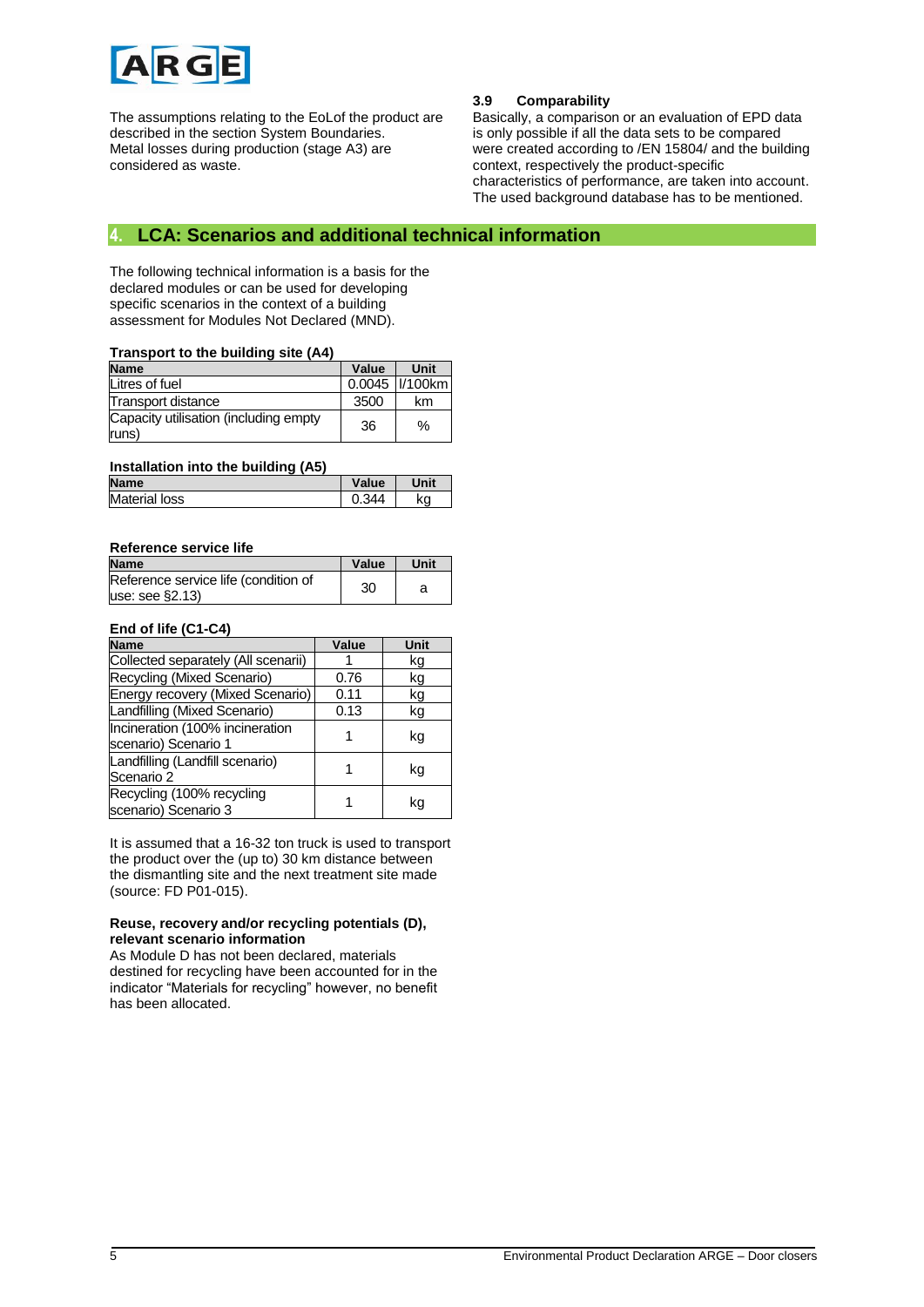The assumptions relating to the EoLof the product are described in the section System Boundaries. Metal losses during production (stage A3) are considered as waste.

### 3.9 Comparability

Basically, a comparison or an evaluation of EPD data is only possible if all the data sets to be compared were created according to /EN 15804/ and the building context, respectively the product-specific characteristics of performance, are taken into account. The used background database has to be mentioned.

## 4. LCA: Scenarios and additional technical information

The following technical information is a basis for the declared modules or can be used for developing specific scenarios in the context of a building assessment for Modules Not Declared (MND).

**Transport to the building site (A4)**

| Name | Value | Unit |
|---|---|---|
| Litres of fuel | 0.0045 | l/100km |
| Transport distance | 3500 | km |
| Capacity utilisation (including empty runs) | 36 | % |

**Installation into the building (A5)**

| Name | Value | Unit |
|---|---|---|
| Material loss | 0.344 | kg |

**Reference service life**

| Name | Value | Unit |
|---|---|---|
| Reference service life (condition of use: see §2.13) | 30 | a |

**End of life (C1-C4)**

| Name | Value | Unit |
|---|---|---|
| Collected separately (All scenarii) | 1 | kg |
| Recycling (Mixed Scenario) | 0.76 | kg |
| Energy recovery (Mixed Scenario) | 0.11 | kg |
| Landfilling (Mixed Scenario) | 0.13 | kg |
| Incineration (100% incineration scenario) Scenario 1 | 1 | kg |
| Landfilling (Landfill scenario) Scenario 2 | 1 | kg |
| Recycling (100% recycling scenario) Scenario 3 | 1 | kg |

It is assumed that a 16-32 ton truck is used to transport the product over the (up to) 30 km distance between the dismantling site and the next treatment site made (source: FD P01-015).

**Reuse, recovery and/or recycling potentials (D), relevant scenario information**

As Module D has not been declared, materials destined for recycling have been accounted for in the indicator "Materials for recycling" however, no benefit has been allocated.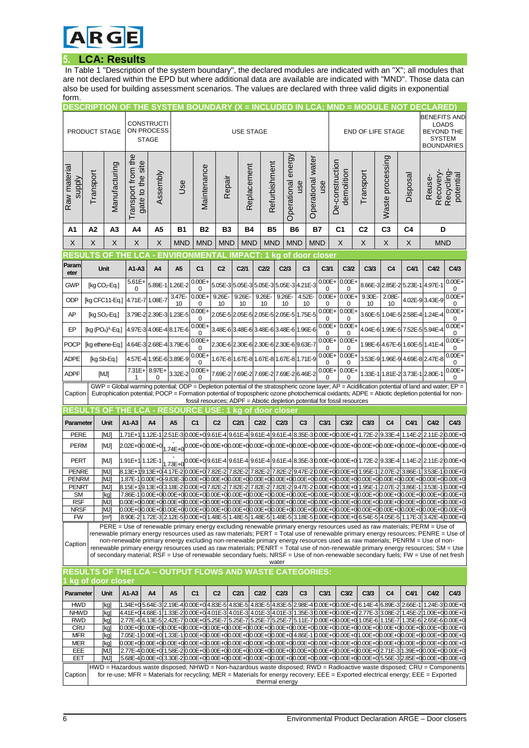## 5. LCA: Results

In Table 1 "Description of the system boundary", the declared modules are indicated with an "X"; all modules that are not declared within the EPD but where additional data are available are indicated with "MND". Those data can also be used for building assessment scenarios. The values are declared with three valid digits in exponential form.

**DESCRIPTION OF THE SYSTEM BOUNDARY (X = INCLUDED IN LCA; MND = MODULE NOT DECLARED)**

| PRODUCT STAGE | | | CONSTRUCTION PROCESS STAGE | | USE STAGE | | | | | | | END OF LIFE STAGE | | | | BENEFITS AND LOADS BEYOND THE SYSTEM BOUNDARIES |
|---|---|---|---|---|---|---|---|---|---|---|---|---|---|---|---|---|
| Raw material supply | Transport | Manufacturing | Transport from the gate to the site | Assembly | Use | Maintenance | Repair | Replacement | Refurbishment | Operational energy use | Operational water use | De-construction demolition | Transport | Waste processing | Disposal | Reuse-Recovery-Recycling-potential |
| A1 | A2 | A3 | A4 | A5 | B1 | B2 | B3 | B4 | B5 | B6 | B7 | C1 | C2 | C3 | C4 | D |
| X | X | X | X | X | MND | MND | MND | MND | MND | MND | MND | X | X | X | X | MND |

**RESULTS OF THE LCA - ENVIRONMENTAL IMPACT: 1 kg of door closer**

| Parameter | Unit | A1-A3 | A4 | A5 | C1 | C2 | C2/1 | C2/2 | C2/3 | C3 | C3/1 | C3/2 | C3/3 | C4 | C4/1 | C4/2 | C4/3 |
|---|---|---|---|---|---|---|---|---|---|---|---|---|---|---|---|---|---|
| GWP | [kg $CO_2$-Eq.] | 5.61E+0 | 5.89E-1 | 1.26E-2 | 0.00E+0 | 5.05E-3 | 5.05E-3 | 5.05E-3 | 5.05E-3 | 4.21E-3 | 0.00E+0 | 0.00E+0 | 8.66E-3 | 2.85E-2 | 5.23E-1 | 4.97E-1 | 0.00E+0 |
| ODP | [kg CFC11-Eq.] | 4.71E-7 | 1.08E-7 | 3.47E-10 | 0.00E+0 | 9.26E-10 | 9.26E-10 | 9.26E-10 | 9.26E-10 | 4.52E-10 | 0.00E+0 | 0.00E+0 | 9.30E-10 | 2.08E-10 | 4.02E-9 | 3.43E-9 | 0.00E+0 |
| AP | [kg $SO_2$-Eq.] | 3.79E-2 | 2.39E-3 | 1.23E-5 | 0.00E+0 | 2.05E-5 | 2.05E-5 | 2.05E-5 | 2.05E-5 | 1.75E-5 | 0.00E+0 | 0.00E+0 | 3.60E-5 | 1.04E-5 | 2.58E-4 | 1.24E-4 | 0.00E+0 |
| EP | [kg $(PO_4)^3$-Eq.] | 4.97E-3 | 4.06E-4 | 8.17E-6 | 0.00E+0 | 3.48E-6 | 3.48E-6 | 3.48E-6 | 3.48E-6 | 1.96E-6 | 0.00E+0 | 0.00E+0 | 4.04E-6 | 1.99E-5 | 7.52E-5 | 5.94E-4 | 0.00E+0 |
| POCP | [kg ethene-Eq.] | 4.64E-3 | 2.68E-4 | 3.79E-6 | 0.00E+0 | 2.30E-6 | 2.30E-6 | 2.30E-6 | 2.30E-6 | 9.63E-7 | 0.00E+0 | 0.00E+0 | 1.98E-6 | 4.67E-6 | 1.60E-5 | 1.41E-4 | 0.00E+0 |
| ADPE | [kg Sb-Eq.] | 4.57E-4 | 1.95E-6 | 3.89E-9 | 0.00E+0 | 1.67E-8 | 1.67E-8 | 1.67E-8 | 1.67E-8 | 1.71E-9 | 0.00E+0 | 0.00E+0 | 3.53E-9 | 1.96E-9 | 4.69E-8 | 2.47E-8 | 0.00E+0 |
| ADPF | [MJ] | 7.31E+1 | 8.97E+0 | 3.32E-2 | 0.00E+0 | 7.69E-2 | 7.69E-2 | 7.69E-2 | 7.69E-2 | 6.46E-2 | 0.00E+0 | 0.00E+0 | 1.33E-1 | 1.81E-2 | 3.73E-1 | 2.80E-1 | 0.00E+0 |

Caption: GWP = Global warming potential; ODP = Depletion potential of the stratospheric ozone layer; AP = Acidification potential of land and water; EP = Eutrophication potential; POCP = Formation potential of tropospheric ozone photochemical oxidants; ADPE = Abiotic depletion potential for non-fossil resources; ADPF = Abiotic depletion potential for fossil resources

**RESULTS OF THE LCA - RESOURCE USE: 1 kg of door closer**

| Parameter | Unit | A1-A3 | A4 | A5 | C1 | C2 | C2/1 | C2/2 | C2/3 | C3 | C3/1 | C3/2 | C3/3 | C4 | C4/1 | C4/2 | C4/3 |
|---|---|---|---|---|---|---|---|---|---|---|---|---|---|---|---|---|---|
| PERE | [MJ] | 1.71E+1 | 1.12E-1 | 2.51E-3 | 0.00E+0 | 9.61E-4 | 9.61E-4 | 9.61E-4 | 9.61E-4 | 8.35E-3 | 0.00E+0 | 0.00E+0 | 1.72E-2 | 9.33E-4 | 1.14E-2 | 2.11E-2 | 0.00E+0 |
| PERM | [MJ] | 2.02E+0 | 0.00E+0 | -1.74E+0 | 0.00E+0 | 0.00E+0 | 0.00E+0 | 0.00E+0 | 0.00E+0 | 0.00E+0 | 0.00E+0 | 0.00E+0 | 0.00E+0 | 0.00E+0 | 0.00E+0 | 0.00E+0 | 0.00E+0 |
| PERT | [MJ] | 1.91E+1 | 1.12E-1 | -1.73E+0 | 0.00E+0 | 9.61E-4 | 9.61E-4 | 9.61E-4 | 9.61E-4 | 8.35E-3 | 0.00E+0 | 0.00E+0 | 1.72E-2 | 9.33E-4 | 1.14E-2 | 2.11E-2 | 0.00E+0 |
| PENRE | [MJ] | 8.13E+1 | 9.13E+0 | 4.17E-2 | 0.00E+0 | 7.82E-2 | 7.82E-2 | 7.82E-2 | 7.82E-2 | 9.47E-2 | 0.00E+0 | 0.00E+0 | 1.95E-1 | 2.07E-2 | 3.86E-1 | 3.53E-1 | 0.00E+0 |
| PENRM | [MJ] | 1.87E-1 | 0.00E+0 | -9.83E-3 | 0.00E+0 | 0.00E+0 | 0.00E+0 | 0.00E+0 | 0.00E+0 | 0.00E+0 | 0.00E+0 | 0.00E+0 | 0.00E+0 | 0.00E+0 | 0.00E+0 | 0.00E+0 | 0.00E+0 |
| PENRT | [MJ] | 8.15E+1 | 9.13E+0 | 3.18E-2 | 0.00E+0 | 7.82E-2 | 7.82E-2 | 7.82E-2 | 7.82E-2 | 9.47E-2 | 0.00E+0 | 0.00E+0 | 1.95E-1 | 2.07E-2 | 3.86E-1 | 3.53E-1 | 0.00E+0 |
| SM | [kg] | 7.86E-1 | 0.00E+0 | 0.00E+0 | 0.00E+0 | 0.00E+0 | 0.00E+0 | 0.00E+0 | 0.00E+0 | 0.00E+0 | 0.00E+0 | 0.00E+0 | 0.00E+0 | 0.00E+0 | 0.00E+0 | 0.00E+0 | 0.00E+0 |
| RSF | [MJ] | 0.00E+0 | 0.00E+0 | 0.00E+0 | 0.00E+0 | 0.00E+0 | 0.00E+0 | 0.00E+0 | 0.00E+0 | 0.00E+0 | 0.00E+0 | 0.00E+0 | 0.00E+0 | 0.00E+0 | 0.00E+0 | 0.00E+0 | 0.00E+0 |
| NRSF | [MJ] | 0.00E+0 | 0.00E+0 | 0.00E+0 | 0.00E+0 | 0.00E+0 | 0.00E+0 | 0.00E+0 | 0.00E+0 | 0.00E+0 | 0.00E+0 | 0.00E+0 | 0.00E+0 | 0.00E+0 | 0.00E+0 | 0.00E+0 | 0.00E+0 |
| FW | [m³] | 8.90E-2 | 1.72E-3 | 2.12E-5 | 0.00E+0 | 1.48E-5 | 1.48E-5 | 1.48E-5 | 1.48E-5 | 3.18E-5 | 0.00E+0 | 0.00E+0 | 6.54E-5 | 4.05E-5 | 1.17E-3 | 3.42E-4 | 0.00E+0 |

Caption: PERE = Use of renewable primary energy excluding renewable primary energy resources used as raw materials; PERM = Use of renewable primary energy resources used as raw materials; PERT = Total use of renewable primary energy resources; PENRE = Use of non-renewable primary energy excluding non-renewable primary energy resources used as raw materials; PENRM = Use of non-renewable primary energy resources used as raw materials; PENRT = Total use of non-renewable primary energy resources; SM = Use of secondary material; RSF = Use of renewable secondary fuels; NRSF = Use of non-renewable secondary fuels; FW = Use of net fresh water

**RESULTS OF THE LCA – OUTPUT FLOWS AND WASTE CATEGORIES: 1 kg of door closer**

| Parameter | Unit | A1-A3 | A4 | A5 | C1 | C2 | C2/1 | C2/2 | C2/3 | C3 | C3/1 | C3/2 | C3/3 | C4 | C4/1 | C4/2 | C4/3 |
|---|---|---|---|---|---|---|---|---|---|---|---|---|---|---|---|---|---|
| HWD | [kg] | 1.34E+0 | 5.64E-3 | 2.19E-4 | 0.00E+0 | 4.83E-5 | 4.83E-5 | 4.83E-5 | 4.83E-5 | 2.98E-4 | 0.00E+0 | 0.00E+0 | 6.14E-4 | 6.89E-3 | 2.66E-1 | 1.24E-3 | 0.00E+0 |
| NHWD | [kg] | 4.41E+0 | 4.68E-1 | 1.33E-2 | 0.00E+0 | 4.01E-3 | 4.01E-3 | 4.01E-3 | 4.01E-3 | 1.35E-3 | 0.00E+0 | 0.00E+0 | 2.77E-3 | 3.08E-2 | 1.45E-2 | 1.00E+0 | 0.00E+0 |
| RWD | [kg] | 2.77E-4 | 6.13E-5 | 2.42E-7 | 0.00E+0 | 5.25E-7 | 5.25E-7 | 5.25E-7 | 5.25E-7 | 5.11E-7 | 0.00E+0 | 0.00E+0 | 1.05E-6 | 1.15E-7 | 1.35E-6 | 2.65E-6 | 0.00E+0 |
| CRU | [kg] | 0.00E+0 | 0.00E+0 | 0.00E+0 | 0.00E+0 | 0.00E+0 | 0.00E+0 | 0.00E+0 | 0.00E+0 | 0.00E+0 | 0.00E+0 | 0.00E+0 | 0.00E+0 | 0.00E+0 | 0.00E+0 | 0.00E+0 | 0.00E+0 |
| MFR | [kg] | 7.05E-1 | 0.00E+0 | 1.33E-1 | 0.00E+0 | 0.00E+0 | 0.00E+0 | 0.00E+0 | 0.00E+0 | 4.86E-1 | 0.00E+0 | 0.00E+0 | 1.00E+0 | 0.00E+0 | 0.00E+0 | 0.00E+0 | 0.00E+0 |
| MER | [kg] | 0.00E+0 | 0.00E+0 | 0.00E+0 | 0.00E+0 | 0.00E+0 | 0.00E+0 | 0.00E+0 | 0.00E+0 | 0.00E+0 | 0.00E+0 | 0.00E+0 | 0.00E+0 | 0.00E+0 | 0.00E+0 | 0.00E+0 | 0.00E+0 |
| EEE | [MJ] | 2.77E-4 | 0.00E+0 | 1.58E-2 | 0.00E+0 | 0.00E+0 | 0.00E+0 | 0.00E+0 | 0.00E+0 | 0.00E+0 | 0.00E+0 | 0.00E+0 | 0.00E+0 | 2.71E-3 | 1.39E+0 | 0.00E+0 | 0.00E+0 |
| EET | [MJ] | 5.68E-4 | 0.00E+0 | 3.30E-2 | 0.00E+0 | 0.00E+0 | 0.00E+0 | 0.00E+0 | 0.00E+0 | 0.00E+0 | 0.00E+0 | 0.00E+0 | 0.00E+0 | 5.56E-3 | 2.85E+0 | 0.00E+0 | 0.00E+0 |

Caption: HWD = Hazardous waste disposed; NHWD = Non-hazardous waste disposed; RWD = Radioactive waste disposed; CRU = Components for re-use; MFR = Materials for recycling; MER = Materials for energy recovery; EEE = Exported electrical energy; EEE = Exported thermal energy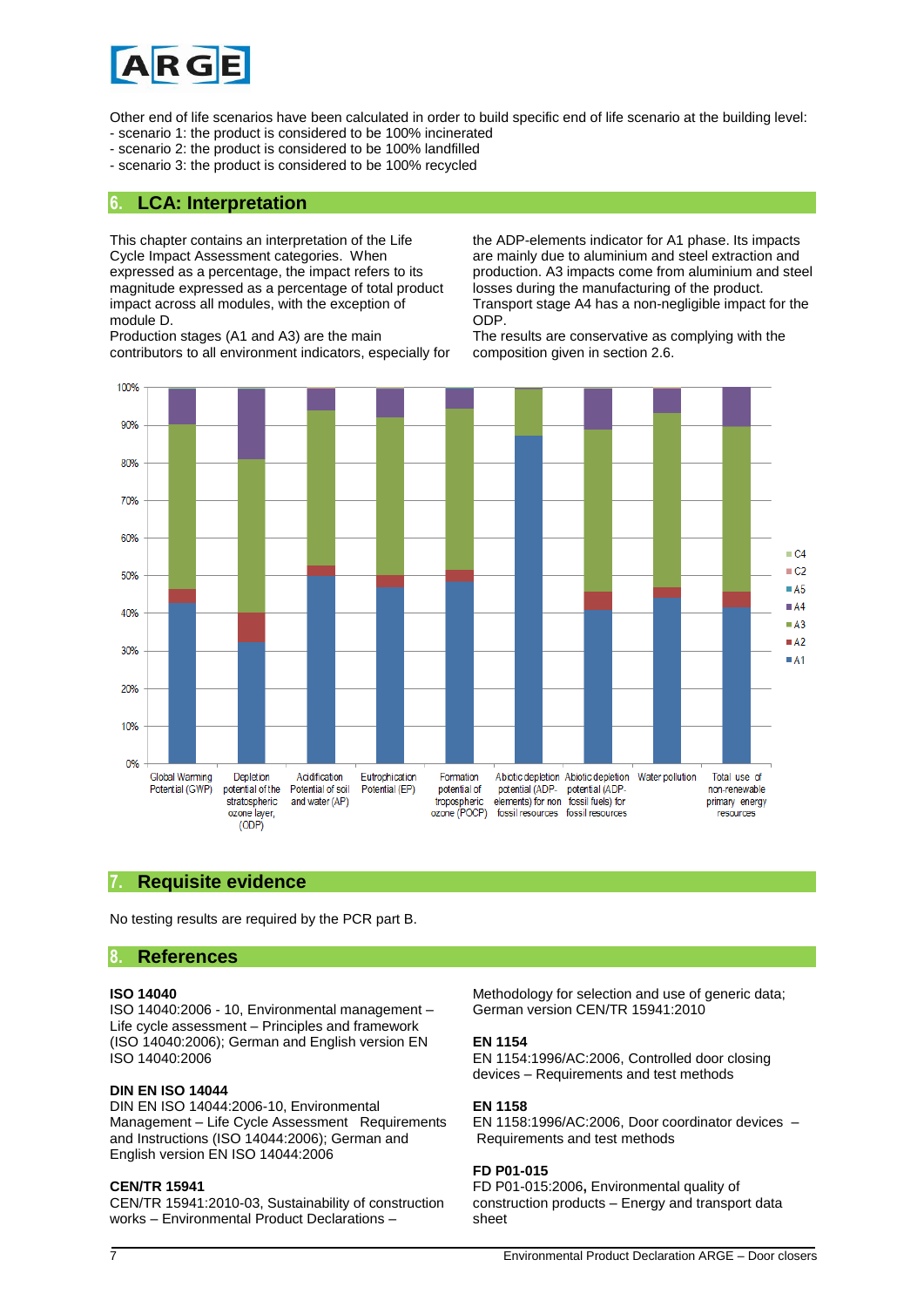Other end of life scenarios have been calculated in order to build specific end of life scenario at the building level:
- scenario 1: the product is considered to be 100% incinerated
- scenario 2: the product is considered to be 100% landfilled
- scenario 3: the product is considered to be 100% recycled

## 6. LCA: Interpretation

This chapter contains an interpretation of the Life Cycle Impact Assessment categories. When expressed as a percentage, the impact refers to its magnitude expressed as a percentage of total product impact across all modules, with the exception of module D.
Production stages (A1 and A3) are the main contributors to all environment indicators, especially for the ADP-elements indicator for A1 phase. Its impacts are mainly due to aluminium and steel extraction and production. A3 impacts come from aluminium and steel losses during the manufacturing of the product.
Transport stage A4 has a non-negligible impact for the ODP.
The results are conservative as complying with the composition given in section 2.6.

## 7. Requisite evidence

No testing results are required by the PCR part B.

## 8. References

**ISO 14040**
ISO 14040:2006 - 10, Environmental management – Life cycle assessment – Principles and framework (ISO 14040:2006); German and English version EN ISO 14040:2006

**DIN EN ISO 14044**
DIN EN ISO 14044:2006-10, Environmental Management – Life Cycle Assessment Requirements and Instructions (ISO 14044:2006); German and English version EN ISO 14044:2006

**CEN/TR 15941**
CEN/TR 15941:2010-03, Sustainability of construction works – Environmental Product Declarations – Methodology for selection and use of generic data; German version CEN/TR 15941:2010

**EN 1154**
EN 1154:1996/AC:2006, Controlled door closing devices – Requirements and test methods

**EN 1158**
EN 1158:1996/AC:2006, Door coordinator devices – Requirements and test methods

**FD P01-015**
FD P01-015:2006**,** Environmental quality of construction products – Energy and transport data sheet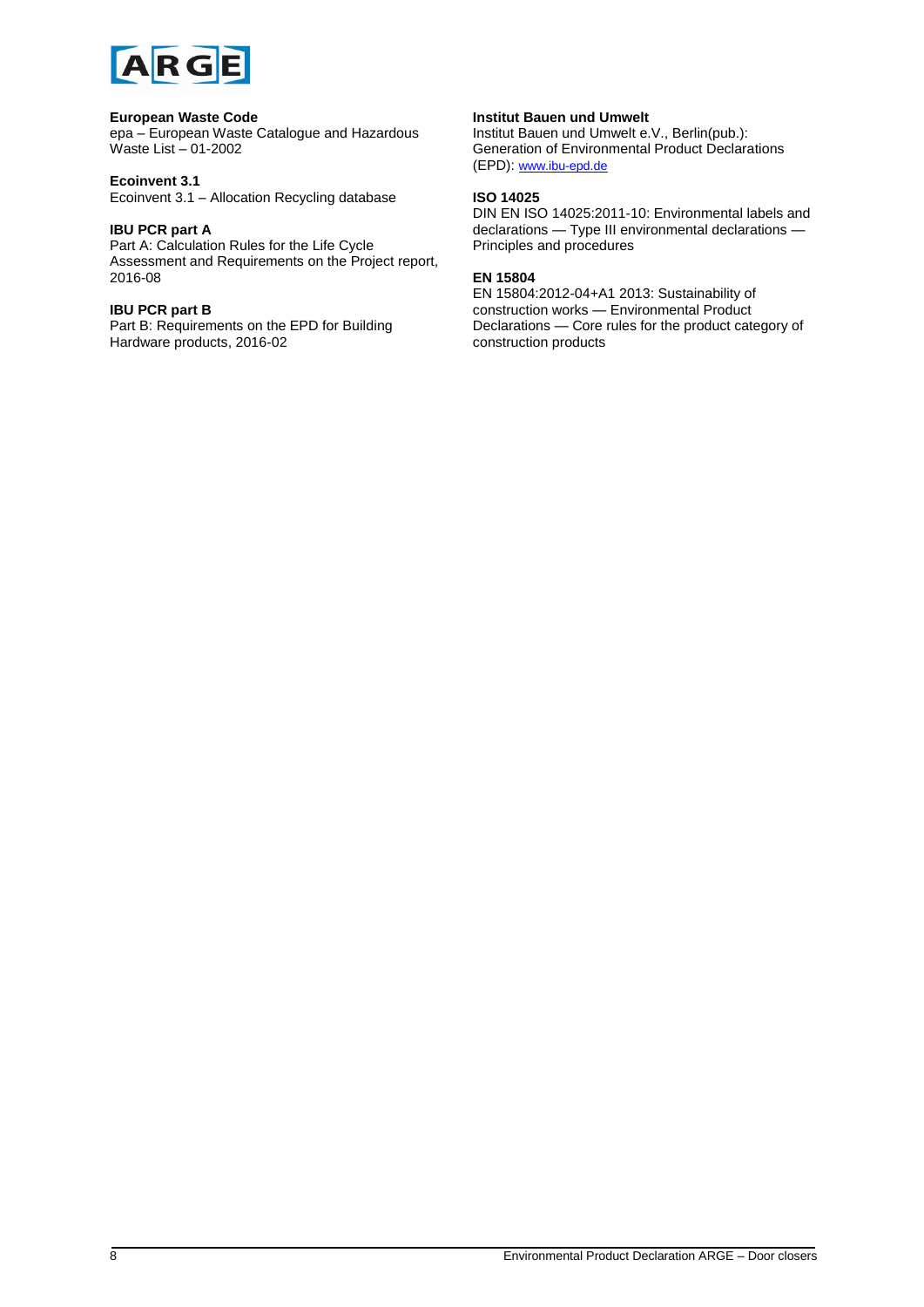**European Waste Code**
epa – European Waste Catalogue and Hazardous Waste List – 01-2002

**Ecoinvent 3.1**
Ecoinvent 3.1 – Allocation Recycling database

**IBU PCR part A**
Part A: Calculation Rules for the Life Cycle Assessment and Requirements on the Project report, 2016-08

**IBU PCR part B**
Part B: Requirements on the EPD for Building Hardware products, 2016-02

**Institut Bauen und Umwelt**
Institut Bauen und Umwelt e.V., Berlin(pub.): Generation of Environmental Product Declarations (EPD): www.ibu-epd.de

**ISO 14025**
DIN EN ISO 14025:2011-10: Environmental labels and declarations — Type III environmental declarations — Principles and procedures

**EN 15804**
EN 15804:2012-04+A1 2013: Sustainability of construction works — Environmental Product Declarations — Core rules for the product category of construction products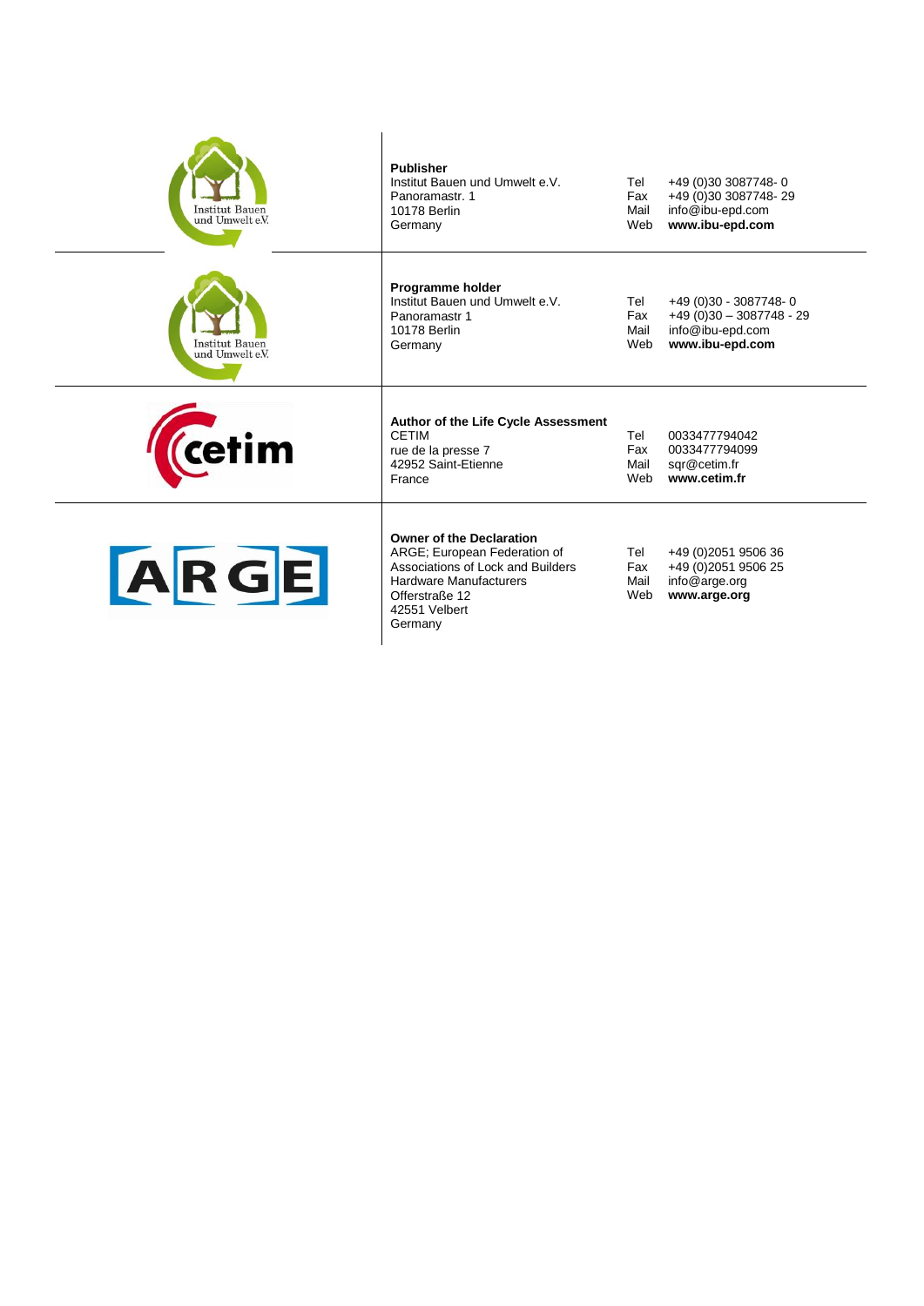**Publisher**
Institut Bauen und Umwelt e.V.
Panoramastr. 1
10178 Berlin
Germany

Tel +49 (0)30 3087748- 0
Fax +49 (0)30 3087748- 29
Mail info@ibu-epd.com
Web **www.ibu-epd.com**

**Programme holder**
Institut Bauen und Umwelt e.V.
Panoramastr 1
10178 Berlin
Germany

Tel +49 (0)30 - 3087748- 0
Fax +49 (0)30 – 3087748 - 29
Mail info@ibu-epd.com
Web **www.ibu-epd.com**

**Author of the Life Cycle Assessment**
CETIM
rue de la presse 7
42952 Saint-Etienne
France

Tel 0033477794042
Fax 0033477794099
Mail sqr@cetim.fr
Web **www.cetim.fr**

**Owner of the Declaration**
ARGE; European Federation of Associations of Lock and Builders Hardware Manufacturers
Offerstraße 12
42551 Velbert
Germany

Tel +49 (0)2051 9506 36
Fax +49 (0)2051 9506 25
Mail info@arge.org
Web **www.arge.org**